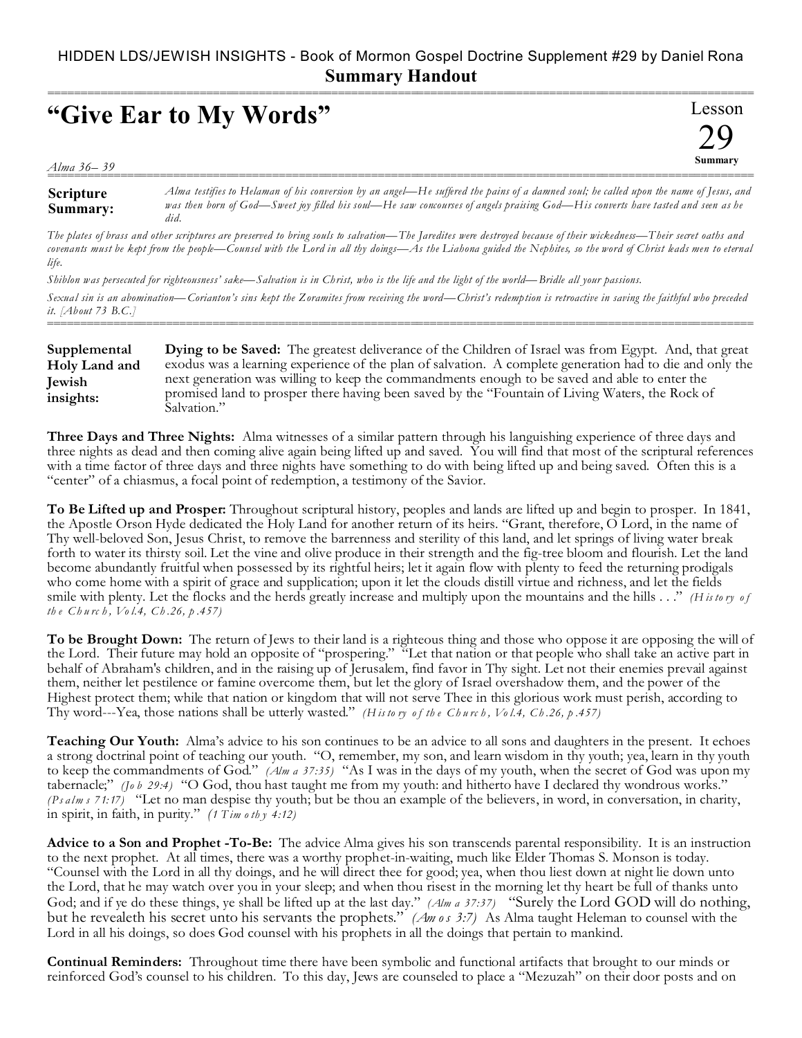HIDDEN LDS/JEWISH INSIGHTS - Book of Mormon Gospel Doctrine Supplement #29 by Daniel Rona

**Summary Handout**

# "Give Ear to My Words"

Lesson 29 Summary

*Alma 36– 39*

**Scripture Summary:** *Alma testifies to Helaman of his conversion by an angel—He suffered the pains of a damned soul; he called upon the name of Jesus, and was then born of God—Sweet joy filled his soul—He saw concourses of angels praising God—His converts have tasted and seen as he did.*

*The plates of brass and other scriptures are preserved to bring souls to salvation—The Jaredites were destroyed because of their wickedness—Their secret oaths and covenants must be kept from the people—Counsel with the Lord in all thy doings—As the Liahona guided the Nephites, so the word of Christ leads men to eternal life.*

*Shiblon was persecuted for righteousness' sake—Salvation is in Christ, who is the life and the light of the world—Bridle all your passions.*

*Sexual sin is an abomination—Corianton's sins kept the Zoramites from receiving the word—Christ's redemption is retroactive in saving the faithful who preceded it. [About 73 B.C.]*

**Supplemental Holy Land and Jewish insights:**

**Dying to be Saved:** The greatest deliverance of the Children of Israel was from Egypt. And, that great exodus was a learning experience of the plan of salvation. A complete generation had to die and only the next generation was willing to keep the commandments enough to be saved and able to enter the promised land to prosper there having been saved by the "Fountain of Living Waters, the Rock of Salvation."

**Three Days and Three Nights:** Alma witnesses of a similar pattern through his languishing experience of three days and three nights as dead and then coming alive again being lifted up and saved. You will find that most of the scriptural references with a time factor of three days and three nights have something to do with being lifted up and being saved. Often this is a "center" of a chiasmus, a focal point of redemption, a testimony of the Savior.

**To Be Lifted up and Prosper:** Throughout scriptural history, peoples and lands are lifted up and begin to prosper. In 1841, the Apostle Orson Hyde dedicated the Holy Land for another return of its heirs. "Grant, therefore, O Lord, in the name of Thy well-beloved Son, Jesus Christ, to remove the barrenness and sterility of this land, and let springs of living water break forth to water its thirsty soil. Let the vine and olive produce in their strength and the fig-tree bloom and flourish. Let the land become abundantly fruitful when possessed by its rightful heirs; let it again flow with plenty to feed the returning prodigals who come home with a spirit of grace and supplication; upon it let the clouds distill virtue and richness, and let the fields smile with plenty. Let the flocks and the herds greatly increase and multiply upon the mountains and the hills . . ." *(History of the Church, Vol.4, Ch.26, p.457)*

**To be Brought Down:** The return of Jews to their land is a righteous thing and those who oppose it are opposing the will of the Lord. Their future may hold an opposite of "prospering." "Let that nation or that people who shall take an active part in behalf of Abraham's children, and in the raising up of Jerusalem, find favor in Thy sight. Let not their enemies prevail against them, neither let pestilence or famine overcome them, but let the glory of Israel overshadow them, and the power of the Highest protect them; while that nation or kingdom that will not serve Thee in this glorious work must perish, according to Thy word---Yea, those nations shall be utterly wasted." *(History of the Church, Vol.4, Ch.26, p.457)*

**Teaching Our Youth:** Alma's advice to his son continues to be an advice to all sons and daughters in the present. It echoes a strong doctrinal point of teaching our youth. "O, remember, my son, and learn wisdom in thy youth; yea, learn in thy youth to keep the commandments of God." *(Alma 37:35)* "As I was in the days of my youth, when the secret of God was upon my tabernacle;" *(Job 29:4)* "O God, thou hast taught me from my youth: and hitherto have I declared thy wondrous works." *(Psalms 71:17)* "Let no man despise thy youth; but be thou an example of the believers, in word, in conversation, in charity, in spirit, in faith, in purity." *(1 Timothy 4:12)*

**Advice to a Son and Prophet -To-Be:** The advice Alma gives his son transcends parental responsibility. It is an instruction to the next prophet. At all times, there was a worthy prophet-in-waiting, much like Elder Thomas S. Monson is today. "Counsel with the Lord in all thy doings, and he will direct thee for good; yea, when thou liest down at night lie down unto the Lord, that he may watch over you in your sleep; and when thou risest in the morning let thy heart be full of thanks unto God; and if ye do these things, ye shall be lifted up at the last day." *(Alma 37:37)* "Surely the Lord GOD will do nothing, but he revealeth his secret unto his servants the prophets." *(Amos 3:7)* As Alma taught Heleman to counsel with the Lord in all his doings, so does God counsel with his prophets in all the doings that pertain to mankind.

**Continual Reminders:** Throughout time there have been symbolic and functional artifacts that brought to our minds or reinforced God's counsel to his children. To this day, Jews are counseled to place a "Mezuzah" on their door posts and on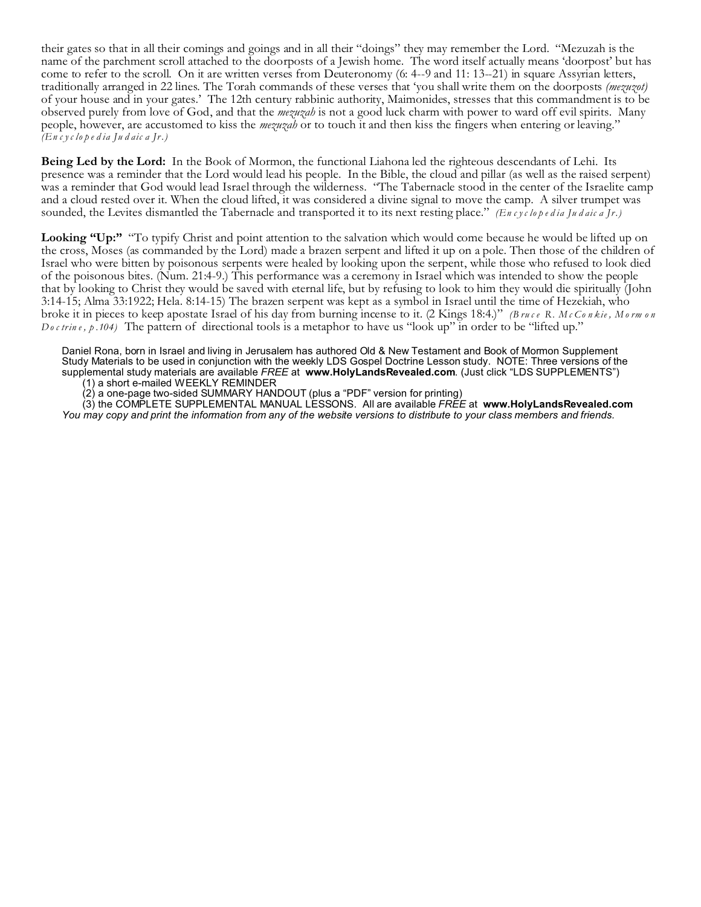their gates so that in all their comings and goings and in all their "doings" they may remember the Lord. "Mezuzah is the name of the parchment scroll attached to the doorposts of a Jewish home. The word itself actually means 'doorpost' but has come to refer to the scroll. On it are written verses from Deuteronomy (6: 4--9 and 11: 13--21) in square Assyrian letters, traditionally arranged in 22 lines. The Torah commands of these verses that 'you shall write them on the doorposts *(mezuzot)* of your house and in your gates.' The 12th century rabbinic authority, Maimonides, stresses that this commandment is to be observed purely from love of God, and that the *mezuzah* is not a good luck charm with power to ward off evil spirits. Many people, however, are accustomed to kiss the *mezuzah* or to touch it and then kiss the fingers when entering or leaving." *(Encyclopedia Judaica Jr.)*

**Being Led by the Lord:** In the Book of Mormon, the functional Liahona led the righteous descendants of Lehi. Its presence was a reminder that the Lord would lead his people. In the Bible, the cloud and pillar (as well as the raised serpent) was a reminder that God would lead Israel through the wilderness. "The Tabernacle stood in the center of the Israelite camp and a cloud rested over it. When the cloud lifted, it was considered a divine signal to move the camp. A silver trumpet was sounded, the Levites dismantled the Tabernacle and transported it to its next resting place." *(Encyclopedia Judaica Jr.)*

**Looking "Up:"** "To typify Christ and point attention to the salvation which would come because he would be lifted up on the cross, Moses (as commanded by the Lord) made a brazen serpent and lifted it up on a pole. Then those of the children of Israel who were bitten by poisonous serpents were healed by looking upon the serpent, while those who refused to look died of the poisonous bites. (Num. 21:4-9.) This performance was a ceremony in Israel which was intended to show the people that by looking to Christ they would be saved with eternal life, but by refusing to look to him they would die spiritually (John 3:14-15; Alma 33:1922; Hela. 8:14-15) The brazen serpent was kept as a symbol in Israel until the time of Hezekiah, who broke it in pieces to keep apostate Israel of his day from burning incense to it. (2 Kings 18:4.)" *(Bruce R. McConkie, Mormon Doctrine, p.104)* The pattern of directional tools is a metaphor to have us "look up" in order to be "lifted up."

Daniel Rona, born in Israel and living in Jerusalem has authored Old & New Testament and Book of Mormon Supplement Study Materials to be used in conjunction with the weekly LDS Gospel Doctrine Lesson study. NOTE: Three versions of the supplemental study materials are available *FREE* at **www.HolyLandsRevealed.com**. (Just click "LDS SUPPLEMENTS")

(1) a short e-mailed WEEKLY REMINDER
(2) a one-page two-sided SUMMARY HANDOUT (plus a "PDF" version for printing)
(3) the COMPLETE SUPPLEMENTAL MANUAL LESSONS. All are available *FREE* at **www.HolyLandsRevealed.com**

*You may copy and print the information from any of the website versions to distribute to your class members and friends.*